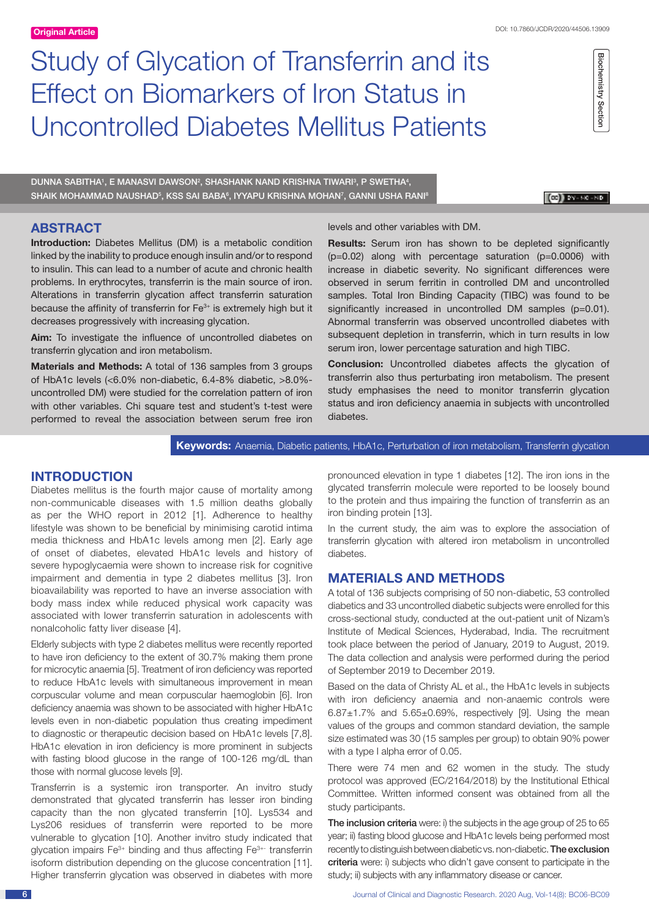Original Article

DOI: 10.7860/JCDR/2020/44506.13909

Biochemistry Section

# Study of Glycation of Transferrin and its Effect on Biomarkers of Iron Status in Uncontrolled Diabetes Mellitus Patients

DUNNA SABITHA[1], E MANASVI DAWSON[2], SHASHANK NAND KRISHNA TIWARI[3], P SWETHA[4], SHAIK MOHAMMAD NAUSHAD[5], KSS SAI BABA[6], IYYAPU KRISHNA MOHAN[7], GANNI USHA RANI[8]

## ABSTRACT

**Introduction:** Diabetes Mellitus (DM) is a metabolic condition linked by the inability to produce enough insulin and/or to respond to insulin. This can lead to a number of acute and chronic health problems. In erythrocytes, transferrin is the main source of iron. Alterations in transferrin glycation affect transferrin saturation because the affinity of transferrin for $Fe^{3+}$ is extremely high but it decreases progressively with increasing glycation.

**Aim:** To investigate the influence of uncontrolled diabetes on transferrin glycation and iron metabolism.

**Materials and Methods:** A total of 136 samples from 3 groups of HbA1c levels (<6.0% non-diabetic, 6.4-8% diabetic, >8.0%-uncontrolled DM) were studied for the correlation pattern of iron with other variables. Chi square test and student's t-test were performed to reveal the association between serum free iron levels and other variables with DM.

**Results:** Serum iron has shown to be depleted significantly (p=0.02) along with percentage saturation (p=0.0006) with increase in diabetic severity. No significant differences were observed in serum ferritin in controlled DM and uncontrolled samples. Total Iron Binding Capacity (TIBC) was found to be significantly increased in uncontrolled DM samples (p=0.01). Abnormal transferrin was observed uncontrolled diabetes with subsequent depletion in transferrin, which in turn results in low serum iron, lower percentage saturation and high TIBC.

**Conclusion:** Uncontrolled diabetes affects the glycation of transferrin also thus perturbating iron metabolism. The present study emphasises the need to monitor transferrin glycation status and iron deficiency anaemia in subjects with uncontrolled diabetes.

**Keywords:** Anaemia, Diabetic patients, HbA1c, Perturbation of iron metabolism, Transferrin glycation

## INTRODUCTION

Diabetes mellitus is the fourth major cause of mortality among non-communicable diseases with 1.5 million deaths globally as per the WHO report in 2012 [1]. Adherence to healthy lifestyle was shown to be beneficial by minimising carotid intima media thickness and HbA1c levels among men [2]. Early age of onset of diabetes, elevated HbA1c levels and history of severe hypoglycaemia were shown to increase risk for cognitive impairment and dementia in type 2 diabetes mellitus [3]. Iron bioavailability was reported to have an inverse association with body mass index while reduced physical work capacity was associated with lower transferrin saturation in adolescents with nonalcoholic fatty liver disease [4].

Elderly subjects with type 2 diabetes mellitus were recently reported to have iron deficiency to the extent of 30.7% making them prone for microcytic anaemia [5]. Treatment of iron deficiency was reported to reduce HbA1c levels with simultaneous improvement in mean corpuscular volume and mean corpuscular haemoglobin [6]. Iron deficiency anaemia was shown to be associated with higher HbA1c levels even in non-diabetic population thus creating impediment to diagnostic or therapeutic decision based on HbA1c levels [7,8]. HbA1c elevation in iron deficiency is more prominent in subjects with fasting blood glucose in the range of 100-126 mg/dL than those with normal glucose levels [9].

Transferrin is a systemic iron transporter. An invitro study demonstrated that glycated transferrin has lesser iron binding capacity than the non glycated transferrin [10]. Lys534 and Lys206 residues of transferrin were reported to be more vulnerable to glycation [10]. Another invitro study indicated that glycation impairs $Fe^{3+}$ binding and thus affecting $Fe^{3+}$- transferrin isoform distribution depending on the glucose concentration [11]. Higher transferrin glycation was observed in diabetes with more pronounced elevation in type 1 diabetes [12]. The iron ions in the glycated transferrin molecule were reported to be loosely bound to the protein and thus impairing the function of transferrin as an iron binding protein [13].

In the current study, the aim was to explore the association of transferrin glycation with altered iron metabolism in uncontrolled diabetes.

## MATERIALS AND METHODS

A total of 136 subjects comprising of 50 non-diabetic, 53 controlled diabetics and 33 uncontrolled diabetic subjects were enrolled for this cross-sectional study, conducted at the out-patient unit of Nizam's Institute of Medical Sciences, Hyderabad, India. The recruitment took place between the period of January, 2019 to August, 2019. The data collection and analysis were performed during the period of September 2019 to December 2019.

Based on the data of Christy AL et al., the HbA1c levels in subjects with iron deficiency anaemia and non-anaemic controls were 6.87±1.7% and 5.65±0.69%, respectively [9]. Using the mean values of the groups and common standard deviation, the sample size estimated was 30 (15 samples per group) to obtain 90% power with a type I alpha error of 0.05.

There were 74 men and 62 women in the study. The study protocol was approved (EC/2164/2018) by the Institutional Ethical Committee. Written informed consent was obtained from all the study participants.

**The inclusion criteria** were: i) the subjects in the age group of 25 to 65 year; ii) fasting blood glucose and HbA1c levels being performed most recently to distinguish between diabetic vs. non-diabetic. **The exclusion criteria** were: i) subjects who didn't gave consent to participate in the study; ii) subjects with any inflammatory disease or cancer.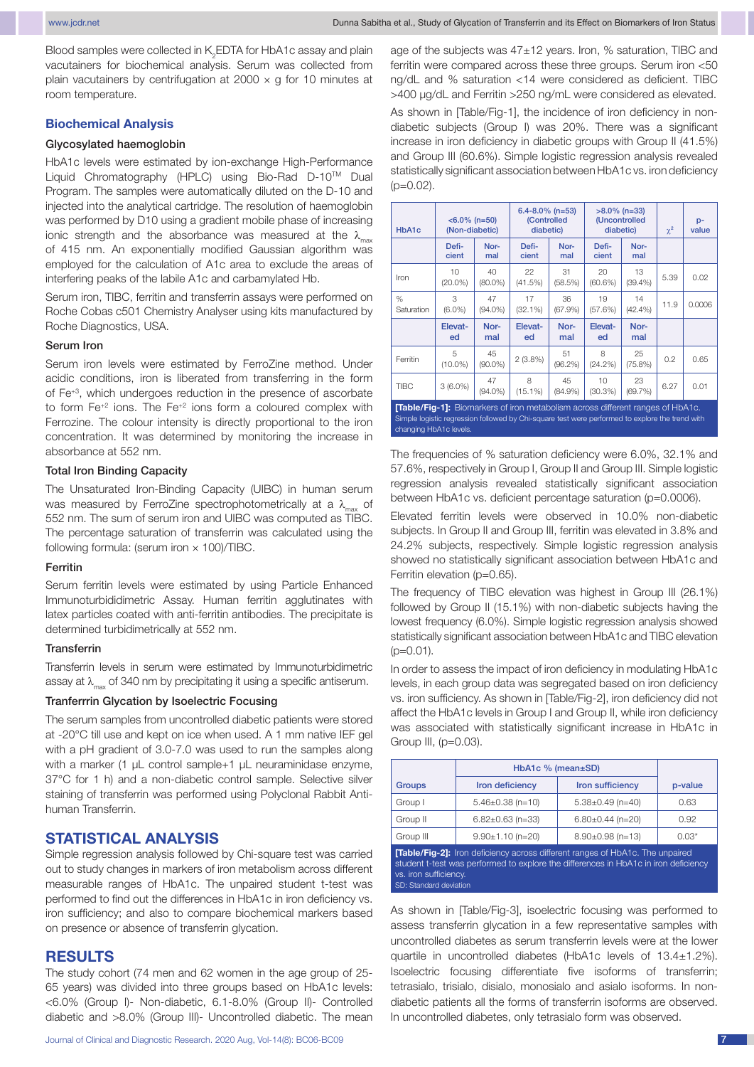Blood samples were collected in $K_2$EDTA for HbA1c assay and plain vacutainers for biochemical analysis. Serum was collected from plain vacutainers by centrifugation at 2000 × g for 10 minutes at room temperature.

## Biochemical Analysis

### Glycosylated haemoglobin

HbA1c levels were estimated by ion-exchange High-Performance Liquid Chromatography (HPLC) using Bio-Rad D-10™ Dual Program. The samples were automatically diluted on the D-10 and injected into the analytical cartridge. The resolution of haemoglobin was performed by D10 using a gradient mobile phase of increasing ionic strength and the absorbance was measured at the $\lambda_{max}$ of 415 nm. An exponentially modified Gaussian algorithm was employed for the calculation of A1c area to exclude the areas of interfering peaks of the labile A1c and carbamylated Hb.

Serum iron, TIBC, ferritin and transferrin assays were performed on Roche Cobas c501 Chemistry Analyser using kits manufactured by Roche Diagnostics, USA.

### Serum Iron

Serum iron levels were estimated by FerroZine method. Under acidic conditions, iron is liberated from transferring in the form of $Fe^{+3}$, which undergoes reduction in the presence of ascorbate to form $Fe^{+2}$ ions. The $Fe^{+2}$ ions form a coloured complex with Ferrozine. The colour intensity is directly proportional to the iron concentration. It was determined by monitoring the increase in absorbance at 552 nm.

### Total Iron Binding Capacity

The Unsaturated Iron-Binding Capacity (UIBC) in human serum was measured by FerroZine spectrophotometrically at a $\lambda_{max}$ of 552 nm. The sum of serum iron and UIBC was computed as TIBC. The percentage saturation of transferrin was calculated using the following formula: (serum iron × 100)/TIBC.

### Ferritin

Serum ferritin levels were estimated by using Particle Enhanced Immunoturbididimetric Assay. Human ferritin agglutinates with latex particles coated with anti-ferritin antibodies. The precipitate is determined turbidimetrically at 552 nm.

### Transferrin

Transferrin levels in serum were estimated by Immunoturbidimetric assay at $\lambda_{max}$ of 340 nm by precipitating it using a specific antiserum.

### Tranferrin Glycation by Isoelectric Focusing

The serum samples from uncontrolled diabetic patients were stored at -20°C till use and kept on ice when used. A 1 mm native IEF gel with a pH gradient of 3.0-7.0 was used to run the samples along with a marker (1 μL control sample+1 μL neuraminidase enzyme, 37°C for 1 h) and a non-diabetic control sample. Selective silver staining of transferrin was performed using Polyclonal Rabbit Anti-human Transferrin.

## STATISTICAL ANALYSIS

Simple regression analysis followed by Chi-square test was carried out to study changes in markers of iron metabolism across different measurable ranges of HbA1c. The unpaired student t-test was performed to find out the differences in HbA1c in iron deficiency vs. iron sufficiency; and also to compare biochemical markers based on presence or absence of transferrin glycation.

## RESULTS

The study cohort (74 men and 62 women in the age group of 25-65 years) was divided into three groups based on HbA1c levels: <6.0% (Group I)- Non-diabetic, 6.1-8.0% (Group II)- Controlled diabetic and >8.0% (Group III)- Uncontrolled diabetic. The mean age of the subjects was 47±12 years. Iron, % saturation, TIBC and ferritin were compared across these three groups. Serum iron <50 ng/dL and % saturation <14 were considered as deficient. TIBC >400 μg/dL and Ferritin >250 ng/mL were considered as elevated.

As shown in [Table/Fig-1], the incidence of iron deficiency in non-diabetic subjects (Group I) was 20%. There was a significant increase in iron deficiency in diabetic groups with Group II (41.5%) and Group III (60.6%). Simple logistic regression analysis revealed statistically significant association between HbA1c vs. iron deficiency (p=0.02).

| HbA1c | <6.0% (n=50) (Non-diabetic) | | 6.4-8.0% (n=53) (Controlled diabetic) | | >8.0% (n=33) (Uncontrolled diabetic) | | $\chi^2$ | p-value |
|---|---|---|---|---|---|---|---|---|
| | Deficient | Normal | Deficient | Normal | Deficient | Normal | | |
| Iron | 10 (20.0%) | 40 (80.0%) | 22 (41.5%) | 31 (58.5%) | 20 (60.6%) | 13 (39.4%) | 5.39 | 0.02 |
| % Saturation | 3 (6.0%) | 47 (94.0%) | 17 (32.1%) | 36 (67.9%) | 19 (57.6%) | 14 (42.4%) | 11.9 | 0.0006 |
| | Elevated | Normal | Elevated | Normal | Elevated | Normal | | |
| Ferritin | 5 (10.0%) | 45 (90.0%) | 2 (3.8%) | 51 (96.2%) | 8 (24.2%) | 25 (75.8%) | 0.2 | 0.65 |
| TIBC | 3 (6.0%) | 47 (94.0%) | 8 (15.1%) | 45 (84.9%) | 10 (30.3%) | 23 (69.7%) | 6.27 | 0.01 |

**[Table/Fig-1]:** Biomarkers of iron metabolism across different ranges of HbA1c. Simple logistic regression followed by Chi-square test were performed to explore the trend with changing HbA1c levels.

The frequencies of % saturation deficiency were 6.0%, 32.1% and 57.6%, respectively in Group I, Group II and Group III. Simple logistic regression analysis revealed statistically significant association between HbA1c vs. deficient percentage saturation (p=0.0006).

Elevated ferritin levels were observed in 10.0% non-diabetic subjects. In Group II and Group III, ferritin was elevated in 3.8% and 24.2% subjects, respectively. Simple logistic regression analysis showed no statistically significant association between HbA1c and Ferritin elevation (p=0.65).

The frequency of TIBC elevation was highest in Group III (26.1%) followed by Group II (15.1%) with non-diabetic subjects having the lowest frequency (6.0%). Simple logistic regression analysis showed statistically significant association between HbA1c and TIBC elevation (p=0.01).

In order to assess the impact of iron deficiency in modulating HbA1c levels, in each group data was segregated based on iron deficiency vs. iron sufficiency. As shown in [Table/Fig-2], iron deficiency did not affect the HbA1c levels in Group I and Group II, while iron deficiency was associated with statistically significant increase in HbA1c in Group III, (p=0.03).

| Groups | HbA1c % (mean±SD) | | p-value |
|---|---|---|---|
| | Iron deficiency | Iron sufficiency | |
| Group I | 5.46±0.38 (n=10) | 5.38±0.49 (n=40) | 0.63 |
| Group II | 6.82±0.63 (n=33) | 6.80±0.44 (n=20) | 0.92 |
| Group III | 9.90±1.10 (n=20) | 8.90±0.98 (n=13) | 0.03* |

**[Table/Fig-2]:** Iron deficiency across different ranges of HbA1c. The unpaired student t-test was performed to explore the differences in HbA1c in iron deficiency vs. iron sufficiency.
SD: Standard deviation

As shown in [Table/Fig-3], isoelectric focusing was performed to assess transferrin glycation in a few representative samples with uncontrolled diabetes as serum transferrin levels were at the lower quartile in uncontrolled diabetes (HbA1c levels of 13.4±1.2%). Isoelectric focusing differentiate five isoforms of transferrin; tetrasialo, trisialo, disialo, monosialo and asialo isoforms. In non-diabetic patients all the forms of transferrin isoforms are observed. In uncontrolled diabetes, only tetrasialo form was observed.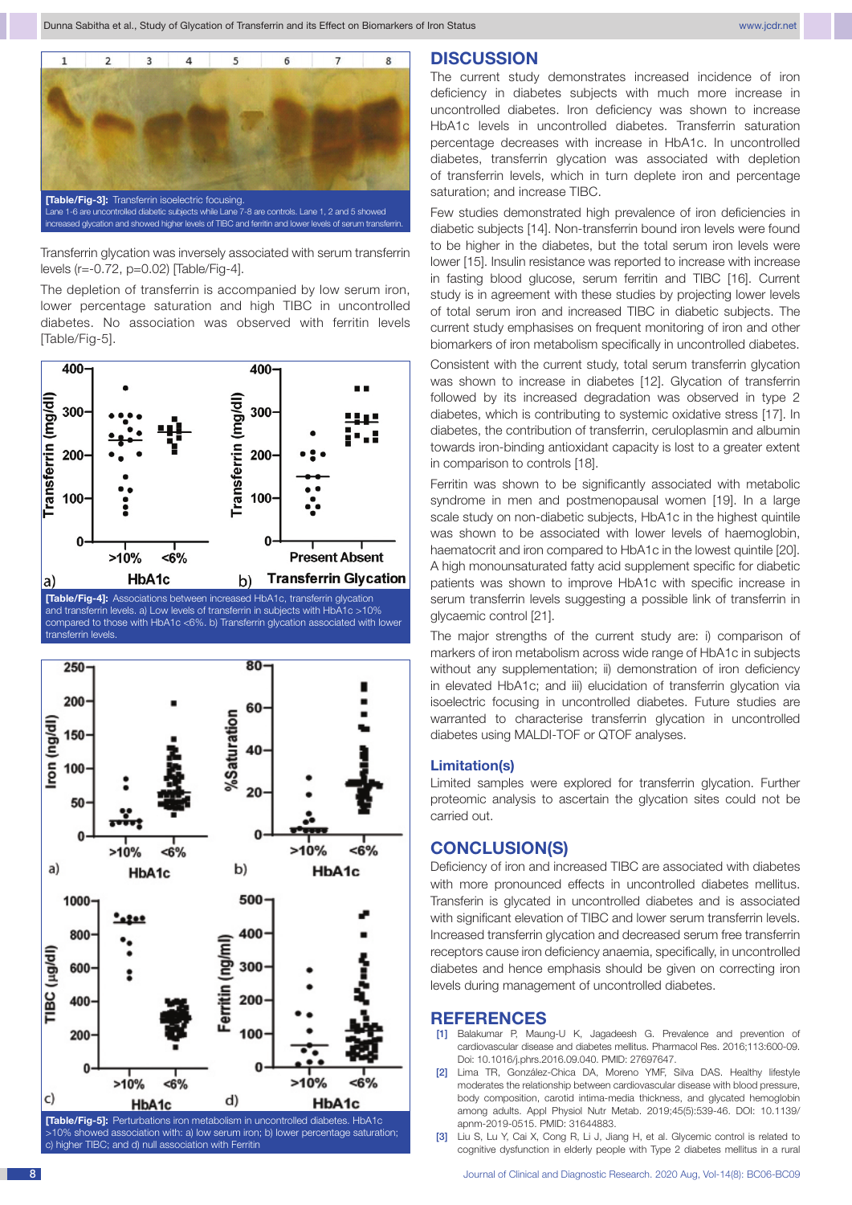[Table/Fig-3]: Transferrin isoelectric focusing.
Lane 1-6 are uncontrolled diabetic subjects while Lane 7-8 are controls. Lane 1, 2 and 5 showed increased glycation and showed higher levels of TIBC and ferritin and lower levels of serum transferrin.

Transferrin glycation was inversely associated with serum transferrin levels (r=-0.72, p=0.02) [Table/Fig-4].

The depletion of transferrin is accompanied by low serum iron, lower percentage saturation and high TIBC in uncontrolled diabetes. No association was observed with ferritin levels [Table/Fig-5].

[Table/Fig-4]: Associations between increased HbA1c, transferrin glycation and transferrin levels. a) Low levels of transferrin in subjects with HbA1c >10% compared to those with HbA1c <6%. b) Transferrin glycation associated with lower transferrin levels.

[Table/Fig-5]: Perturbations iron metabolism in uncontrolled diabetes. HbA1c >10% showed association with: a) low serum iron; b) lower percentage saturation; c) higher TIBC; and d) null association with Ferritin

## DISCUSSION

The current study demonstrates increased incidence of iron deficiency in diabetes subjects with much more increase in uncontrolled diabetes. Iron deficiency was shown to increase HbA1c levels in uncontrolled diabetes. Transferrin saturation percentage decreases with increase in HbA1c. In uncontrolled diabetes, transferrin glycation was associated with depletion of transferrin levels, which in turn deplete iron and percentage saturation; and increase TIBC.

Few studies demonstrated high prevalence of iron deficiencies in diabetic subjects [14]. Non-transferrin bound iron levels were found to be higher in the diabetes, but the total serum iron levels were lower [15]. Insulin resistance was reported to increase with increase in fasting blood glucose, serum ferritin and TIBC [16]. Current study is in agreement with these studies by projecting lower levels of total serum iron and increased TIBC in diabetic subjects. The current study emphasises on frequent monitoring of iron and other biomarkers of iron metabolism specifically in uncontrolled diabetes.

Consistent with the current study, total serum transferrin glycation was shown to increase in diabetes [12]. Glycation of transferrin followed by its increased degradation was observed in type 2 diabetes, which is contributing to systemic oxidative stress [17]. In diabetes, the contribution of transferrin, ceruloplasmin and albumin towards iron-binding antioxidant capacity is lost to a greater extent in comparison to controls [18].

Ferritin was shown to be significantly associated with metabolic syndrome in men and postmenopausal women [19]. In a large scale study on non-diabetic subjects, HbA1c in the highest quintile was shown to be associated with lower levels of haemoglobin, haematocrit and iron compared to HbA1c in the lowest quintile [20]. A high monounsaturated fatty acid supplement specific for diabetic patients was shown to improve HbA1c with specific increase in serum transferrin levels suggesting a possible link of transferrin in glycaemic control [21].

The major strengths of the current study are: i) comparison of markers of iron metabolism across wide range of HbA1c in subjects without any supplementation; ii) demonstration of iron deficiency in elevated HbA1c; and iii) elucidation of transferrin glycation via isoelectric focusing in uncontrolled diabetes. Future studies are warranted to characterise transferrin glycation in uncontrolled diabetes using MALDI-TOF or QTOF analyses.

### Limitation(s)

Limited samples were explored for transferrin glycation. Further proteomic analysis to ascertain the glycation sites could not be carried out.

## CONCLUSION(S)

Deficiency of iron and increased TIBC are associated with diabetes with more pronounced effects in uncontrolled diabetes mellitus. Transferrin is glycated in uncontrolled diabetes and is associated with significant elevation of TIBC and lower serum transferrin levels. Increased transferrin glycation and decreased serum free transferrin receptors cause iron deficiency anaemia, specifically, in uncontrolled diabetes and hence emphasis should be given on correcting iron levels during management of uncontrolled diabetes.

## REFERENCES

[1] Balakumar P, Maung-U K, Jagadeesh G. Prevalence and prevention of cardiovascular disease and diabetes mellitus. Pharmacol Res. 2016;113:600-09. Doi: 10.1016/j.phrs.2016.09.040. PMID: 27697647.

[2] Lima TR, González-Chica DA, Moreno YMF, Silva DAS. Healthy lifestyle moderates the relationship between cardiovascular disease with blood pressure, body composition, carotid intima-media thickness, and glycated hemoglobin among adults. Appl Physiol Nutr Metab. 2019;45(5):539-46. DOI: 10.1139/apnm-2019-0515. PMID: 31644883.

[3] Liu S, Lu Y, Cai X, Cong R, Li J, Jiang H, et al. Glycemic control is related to cognitive dysfunction in elderly people with Type 2 diabetes mellitus in a rural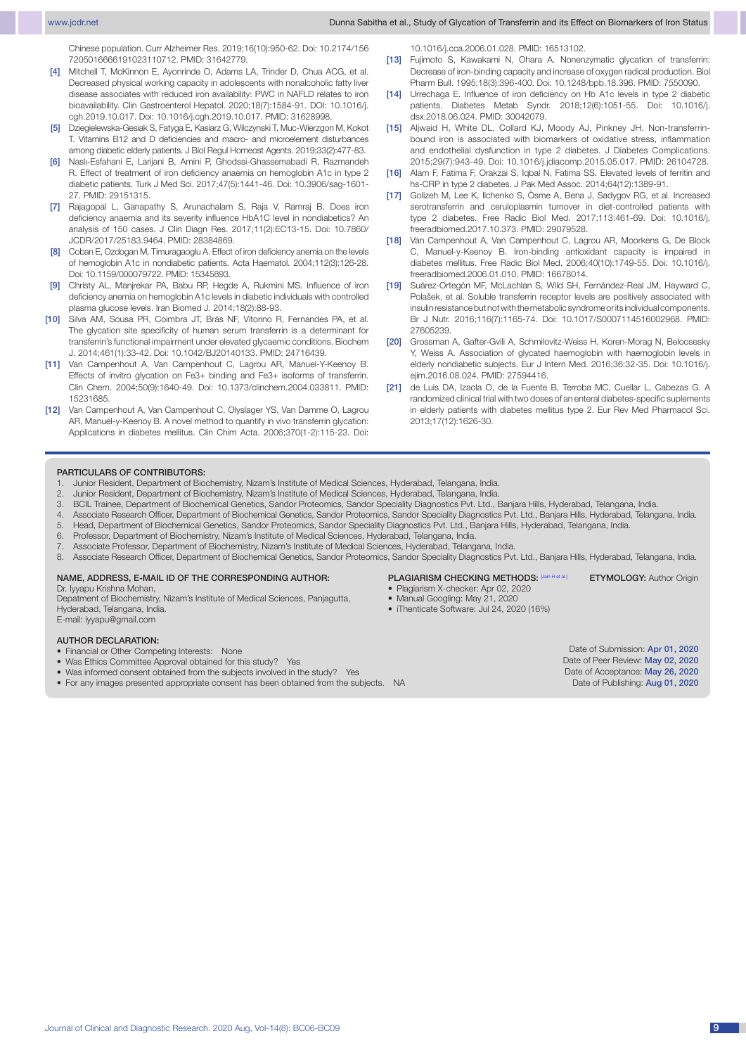Chinese population. Curr Alzheimer Res. 2019;16(10):950-62. Doi: 10.2174/1567205016666191023110712. PMID: 31642779.

[4] Mitchell T, McKinnon E, Ayonrinde O, Adams LA, Trinder D, Chua ACG, et al. Decreased physical working capacity in adolescents with nonalcoholic fatty liver disease associates with reduced iron availability: PWC in NAFLD relates to iron bioavailability. Clin Gastroenterol Hepatol. 2020;18(7):1584-91. DOI: 10.1016/j.cgh.2019.10.017. Doi: 10.1016/j.cgh.2019.10.017. PMID: 31628998.

[5] Dziegielewska-Gesiak S, Fatyga E, Kasiarz G, Wilczynski T, Muc-Wierzgon M, Kokot T. Vitamins B12 and D deficiencies and macro- and microelement disturbances among diabetic elderly patients. J Biol Regul Homeost Agents. 2019;33(2):477-83.

[6] Naslı-Esfahani E, Larijani B, Amini P, Ghodssi-Ghassemabadi R, Razmandeh R. Effect of treatment of iron deficiency anaemia on hemoglobin A1c in type 2 diabetic patients. Turk J Med Sci. 2017;47(5):1441-46. Doi: 10.3906/sag-1601-27. PMID: 29151315.

[7] Rajagopal L, Ganapathy S, Arunachalam S, Raja V, Ramraj B. Does iron deficiency anaemia and its severity influence HbA1C level in nondiabetics? An analysis of 150 cases. J Clin Diagn Res. 2017;11(2):EC13-15. Doi: 10.7860/JCDR/2017/25183.9464. PMID: 28384869.

[8] Coban E, Ozdogan M, Timuragaoglu A. Effect of iron deficiency anemia on the levels of hemoglobin A1c in nondiabetic patients. Acta Haematol. 2004;112(3):126-28. Doi: 10.1159/000079722. PMID: 15345893.

[9] Christy AL, Manjrekar PA, Babu RP, Hegde A, Rukmini MS. Influence of iron deficiency anemia on hemoglobin A1c levels in diabetic individuals with controlled plasma glucose levels. Iran Biomed J. 2014;18(2):88-93.

[10] Silva AM, Sousa PR, Coimbra JT, Brás NF, Vitorino R, Fernandes PA, et al. The glycation site specificity of human serum transferrin is a determinant for transferrin's functional impairment under elevated glycaemic conditions. Biochem J. 2014;461(1):33-42. Doi: 10.1042/BJ20140133. PMID: 24716439.

[11] Van Campenhout A, Van Campenhout C, Lagrou AR, Manuel-Y-Keenoy B. Effects of invitro glycation on Fe3+ binding and Fe3+ isoforms of transferrin. Clin Chem. 2004;50(9):1640-49. Doi: 10.1373/clinchem.2004.033811. PMID: 15231685.

[12] Van Campenhout A, Van Campenhout C, Olyslager YS, Van Damme O, Lagrou AR, Manuel-y-Keenoy B. A novel method to quantify in vivo transferrin glycation: Applications in diabetes mellitus. Clin Chim Acta. 2006;370(1-2):115-23. Doi: 10.1016/j.cca.2006.01.028. PMID: 16513102.

[13] Fujimoto S, Kawakami N, Ohara A. Nonenzymatic glycation of transferrin: Decrease of iron-binding capacity and increase of oxygen radical production. Biol Pharm Bull. 1995;18(3):396-400. Doi: 10.1248/bpb.18.396. PMID: 7550090.

[14] Urrechaga E. Influence of iron deficiency on Hb A1c levels in type 2 diabetic patients. Diabetes Metab Syndr. 2018;12(6):1051-55. Doi: 10.1016/j.dsx.2018.06.024. PMID: 30042079.

[15] Aljwaid H, White DL, Collard KJ, Moody AJ, Pinkney JH. Non-transferrin-bound iron is associated with biomarkers of oxidative stress, inflammation and endothelial dysfunction in type 2 diabetes. J Diabetes Complications. 2015;29(7):943-49. Doi: 10.1016/j.jdiacomp.2015.05.017. PMID: 26104728.

[16] Alam F, Fatima F, Orakzai S, Iqbal N, Fatima SS. Elevated levels of ferritin and hs-CRP in type 2 diabetes. J Pak Med Assoc. 2014;64(12):1389-91.

[17] Golizeh M, Lee K, Ilchenko S, Ösme A, Bena J, Sadygov RG, et al. Increased serotransferrin and ceruloplasmin turnover in diet-controlled patients with type 2 diabetes. Free Radic Biol Med. 2017;113:461-69. Doi: 10.1016/j.freeradbiomed.2017.10.373. PMID: 29079528.

[18] Van Campenhout A, Van Campenhout C, Lagrou AR, Moorkens G, De Block C, Manuel-y-Keenoy B. Iron-binding antioxidant capacity is impaired in diabetes mellitus. Free Radic Biol Med. 2006;40(10):1749-55. Doi: 10.1016/j.freeradbiomed.2006.01.010. PMID: 16678014.

[19] Suárez-Ortegón MF, McLachlan S, Wild SH, Fernández-Real JM, Hayward C, Polašek, et al. Soluble transferrin receptor levels are positively associated with insulin resistance but not with the metabolic syndrome or its individual components. Br J Nutr. 2016;116(7):1165-74. Doi: 10.1017/S0007114516002968. PMID: 27605239.

[20] Grossman A, Gafter-Gvili A, Schmilovitz-Weiss H, Koren-Morag N, Beloosesky Y, Weiss A. Association of glycated haemoglobin with haemoglobin levels in elderly nondiabetic subjects. Eur J Intern Med. 2016;36:32-35. Doi: 10.1016/j.ejim.2016.08.024. PMID: 27594416.

[21] de Luis DA, Izaola O, de la Fuente B, Terroba MC, Cuellar L, Cabezas G. A randomized clinical trial with two doses of an enteral diabetes-specific suplements in elderly patients with diabetes mellitus type 2. Eur Rev Med Pharmacol Sci. 2013;17(12):1626-30.

---

**PARTICULARS OF CONTRIBUTORS:**

1. Junior Resident, Department of Biochemistry, Nizam's Institute of Medical Sciences, Hyderabad, Telangana, India.
2. Junior Resident, Department of Biochemistry, Nizam's Institute of Medical Sciences, Hyderabad, Telangana, India.
3. BCIL Trainee, Department of Biochemical Genetics, Sandor Proteomics, Sandor Speciality Diagnostics Pvt. Ltd., Banjara Hills, Hyderabad, Telangana, India.
4. Associate Research Officer, Department of Biochemical Genetics, Sandor Proteomics, Sandor Speciality Diagnostics Pvt. Ltd., Banjara Hills, Hyderabad, Telangana, India.
5. Head, Department of Biochemical Genetics, Sandor Proteomics, Sandor Speciality Diagnostics Pvt. Ltd., Banjara Hills, Hyderabad, Telangana, India.
6. Professor, Department of Biochemistry, Nizam's Institute of Medical Sciences, Hyderabad, Telangana, India.
7. Associate Professor, Department of Biochemistry, Nizam's Institute of Medical Sciences, Hyderabad, Telangana, India.
8. Associate Research Officer, Department of Biochemical Genetics, Sandor Proteomics, Sandor Speciality Diagnostics Pvt. Ltd., Banjara Hills, Hyderabad, Telangana, India.

**NAME, ADDRESS, E-MAIL ID OF THE CORRESPONDING AUTHOR:**

Dr. Iyyapu Krishna Mohan,
Depatment of Biochemistry, Nizam's Institute of Medical Sciences, Panjagutta, Hyderabad, Telangana, India.
E-mail: iyyapu@gmail.com

**PLAGIARISM CHECKING METHODS:** [Jain H et al.]

- Plagiarism X-checker: Apr 02, 2020
- Manual Googling: May 21, 2020
- iThenticate Software: Jul 24, 2020 (16%)

**ETYMOLOGY:** Author Origin

**AUTHOR DECLARATION:**

- Financial or Other Competing Interests: None
- Was Ethics Committee Approval obtained for this study? Yes
- Was informed consent obtained from the subjects involved in the study? Yes
- For any images presented appropriate consent has been obtained from the subjects. NA

Date of Submission: Apr 01, 2020
Date of Peer Review: May 02, 2020
Date of Acceptance: May 26, 2020
Date of Publishing: Aug 01, 2020